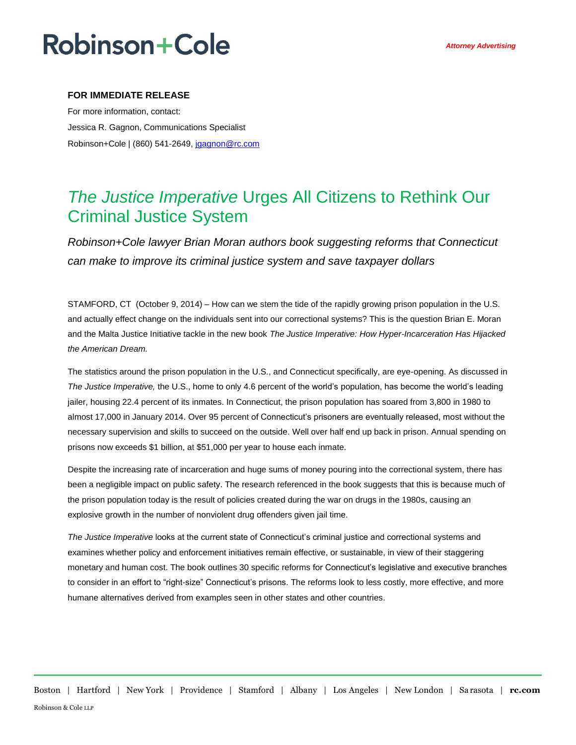Robinson+Cole

*Attorney Advertising*

**FOR IMMEDIATE RELEASE**

For more information, contact:

Jessica R. Gagnon, Communications Specialist

Robinson+Cole | (860) 541-2649, jgagnon@rc.com

# *The Justice Imperative* Urges All Citizens to Rethink Our Criminal Justice System

*Robinson+Cole lawyer Brian Moran authors book suggesting reforms that Connecticut can make to improve its criminal justice system and save taxpayer dollars*

STAMFORD, CT (October 9, 2014) – How can we stem the tide of the rapidly growing prison population in the U.S. and actually effect change on the individuals sent into our correctional systems? This is the question Brian E. Moran and the Malta Justice Initiative tackle in the new book *The Justice Imperative: How Hyper-Incarceration Has Hijacked the American Dream.*

The statistics around the prison population in the U.S., and Connecticut specifically, are eye-opening. As discussed in *The Justice Imperative,* the U.S., home to only 4.6 percent of the world's population, has become the world's leading jailer, housing 22.4 percent of its inmates. In Connecticut, the prison population has soared from 3,800 in 1980 to almost 17,000 in January 2014. Over 95 percent of Connecticut's prisoners are eventually released, most without the necessary supervision and skills to succeed on the outside. Well over half end up back in prison. Annual spending on prisons now exceeds $1 billion, at $51,000 per year to house each inmate.

Despite the increasing rate of incarceration and huge sums of money pouring into the correctional system, there has been a negligible impact on public safety. The research referenced in the book suggests that this is because much of the prison population today is the result of policies created during the war on drugs in the 1980s, causing an explosive growth in the number of nonviolent drug offenders given jail time.

*The Justice Imperative* looks at the current state of Connecticut's criminal justice and correctional systems and examines whether policy and enforcement initiatives remain effective, or sustainable, in view of their staggering monetary and human cost. The book outlines 30 specific reforms for Connecticut's legislative and executive branches to consider in an effort to "right-size" Connecticut's prisons. The reforms look to less costly, more effective, and more humane alternatives derived from examples seen in other states and other countries.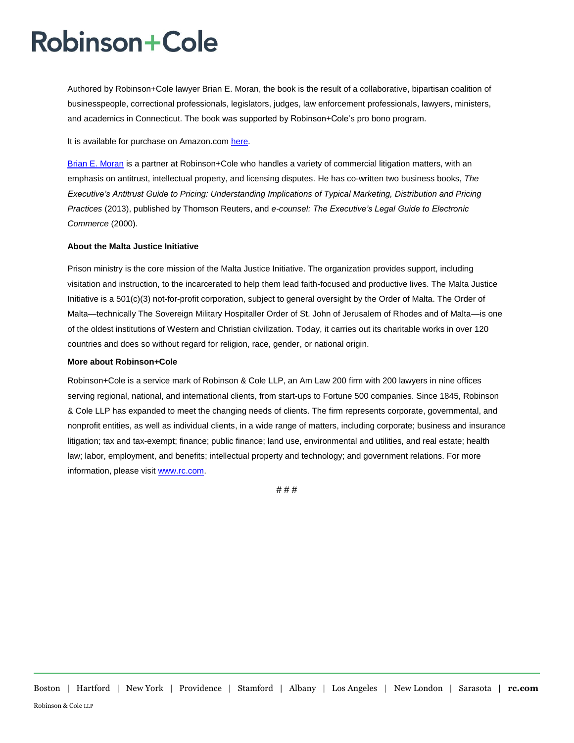Authored by Robinson+Cole lawyer Brian E. Moran, the book is the result of a collaborative, bipartisan coalition of businesspeople, correctional professionals, legislators, judges, law enforcement professionals, lawyers, ministers, and academics in Connecticut. The book was supported by Robinson+Cole's pro bono program.

It is available for purchase on Amazon.com here.

Brian E. Moran is a partner at Robinson+Cole who handles a variety of commercial litigation matters, with an emphasis on antitrust, intellectual property, and licensing disputes. He has co-written two business books, *The Executive's Antitrust Guide to Pricing: Understanding Implications of Typical Marketing, Distribution and Pricing Practices* (2013), published by Thomson Reuters, and *e-counsel: The Executive's Legal Guide to Electronic Commerce* (2000).

**About the Malta Justice Initiative**

Prison ministry is the core mission of the Malta Justice Initiative. The organization provides support, including visitation and instruction, to the incarcerated to help them lead faith-focused and productive lives. The Malta Justice Initiative is a 501(c)(3) not-for-profit corporation, subject to general oversight by the Order of Malta. The Order of Malta—technically The Sovereign Military Hospitaller Order of St. John of Jerusalem of Rhodes and of Malta—is one of the oldest institutions of Western and Christian civilization. Today, it carries out its charitable works in over 120 countries and does so without regard for religion, race, gender, or national origin.

**More about Robinson+Cole**

Robinson+Cole is a service mark of Robinson & Cole LLP, an Am Law 200 firm with 200 lawyers in nine offices serving regional, national, and international clients, from start-ups to Fortune 500 companies. Since 1845, Robinson & Cole LLP has expanded to meet the changing needs of clients. The firm represents corporate, governmental, and nonprofit entities, as well as individual clients, in a wide range of matters, including corporate; business and insurance litigation; tax and tax-exempt; finance; public finance; land use, environmental and utilities, and real estate; health law; labor, employment, and benefits; intellectual property and technology; and government relations. For more information, please visit www.rc.com.

# # #